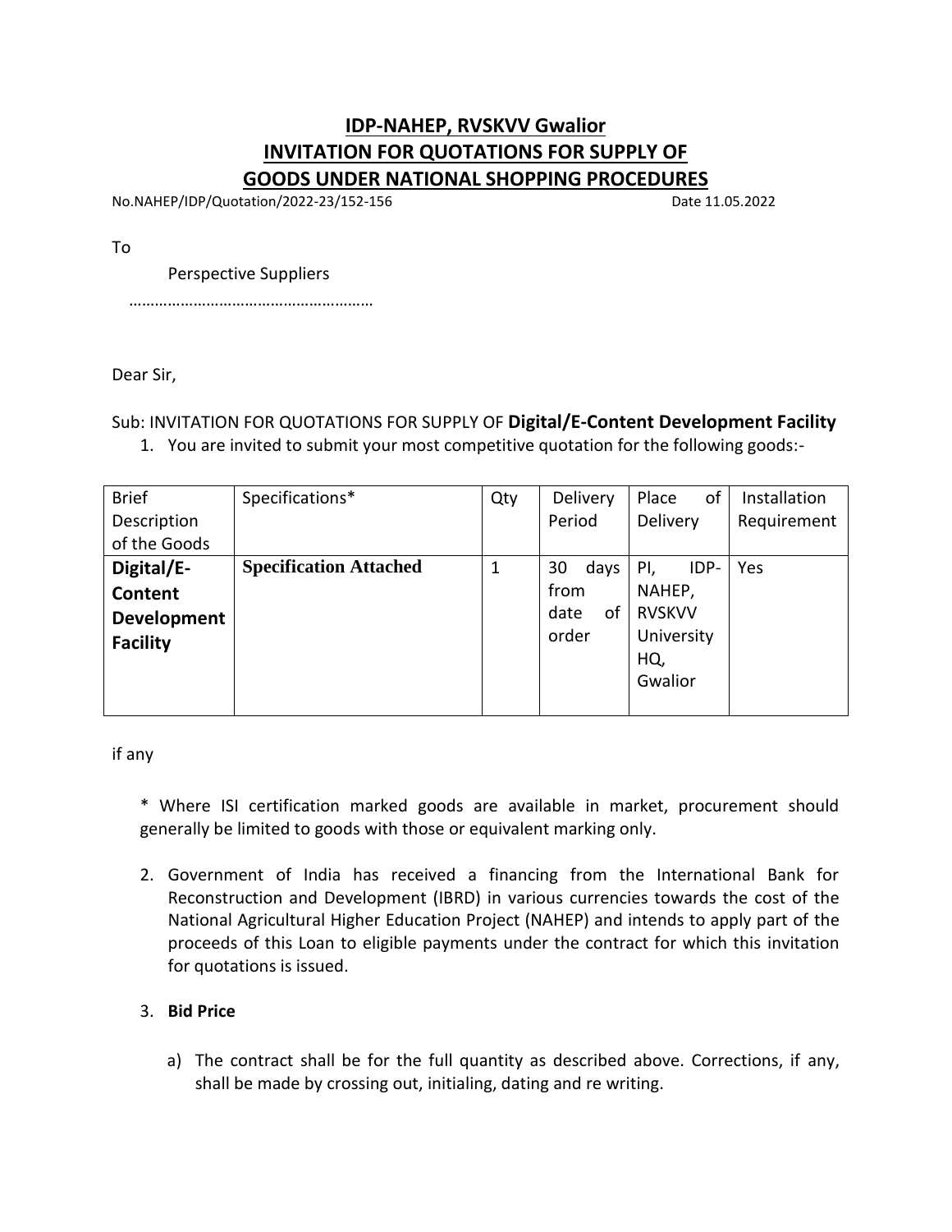## IDP-NAHEP, RVSKVV Gwalior
## INVITATION FOR QUOTATIONS FOR SUPPLY OF GOODS UNDER NATIONAL SHOPPING PROCEDURES

No.NAHEP/IDP/Quotation/2022-23/152-156 Date 11.05.2022

To

Perspective Suppliers

………………………………………………

Dear Sir,

Sub: INVITATION FOR QUOTATIONS FOR SUPPLY OF **Digital/E-Content Development Facility**

1. You are invited to submit your most competitive quotation for the following goods:-

| Brief Description of the Goods | Specifications* | Qty | Delivery Period | Place of Delivery | Installation Requirement |
|---|---|---|---|---|---|
| **Digital/E-Content Development Facility** | **Specification Attached** | 1 | 30 days from date of order | PI, IDP-NAHEP, RVSKVV University HQ, Gwalior | Yes |

if any

\* Where ISI certification marked goods are available in market, procurement should generally be limited to goods with those or equivalent marking only.

2. Government of India has received a financing from the International Bank for Reconstruction and Development (IBRD) in various currencies towards the cost of the National Agricultural Higher Education Project (NAHEP) and intends to apply part of the proceeds of this Loan to eligible payments under the contract for which this invitation for quotations is issued.

3. **Bid Price**

   a) The contract shall be for the full quantity as described above. Corrections, if any, shall be made by crossing out, initialing, dating and re writing.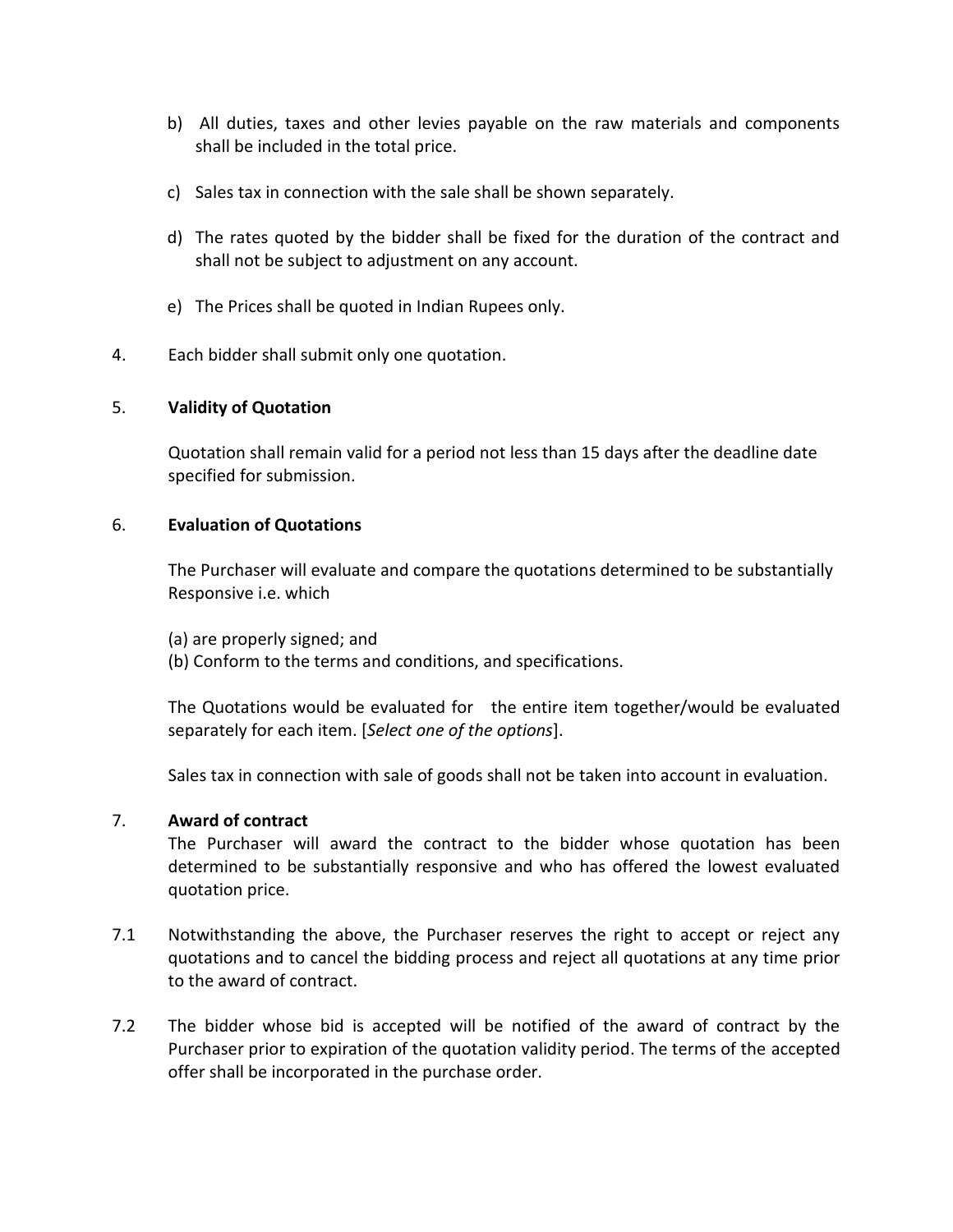b) All duties, taxes and other levies payable on the raw materials and components shall be included in the total price.

c) Sales tax in connection with the sale shall be shown separately.

d) The rates quoted by the bidder shall be fixed for the duration of the contract and shall not be subject to adjustment on any account.

e) The Prices shall be quoted in Indian Rupees only.

4. Each bidder shall submit only one quotation.

5. **Validity of Quotation**

Quotation shall remain valid for a period not less than 15 days after the deadline date specified for submission.

6. **Evaluation of Quotations**

The Purchaser will evaluate and compare the quotations determined to be substantially Responsive i.e. which

(a) are properly signed; and
(b) Conform to the terms and conditions, and specifications.

The Quotations would be evaluated for the entire item together/would be evaluated separately for each item. [*Select one of the options*].

Sales tax in connection with sale of goods shall not be taken into account in evaluation.

7. **Award of contract**

The Purchaser will award the contract to the bidder whose quotation has been determined to be substantially responsive and who has offered the lowest evaluated quotation price.

7.1 Notwithstanding the above, the Purchaser reserves the right to accept or reject any quotations and to cancel the bidding process and reject all quotations at any time prior to the award of contract.

7.2 The bidder whose bid is accepted will be notified of the award of contract by the Purchaser prior to expiration of the quotation validity period. The terms of the accepted offer shall be incorporated in the purchase order.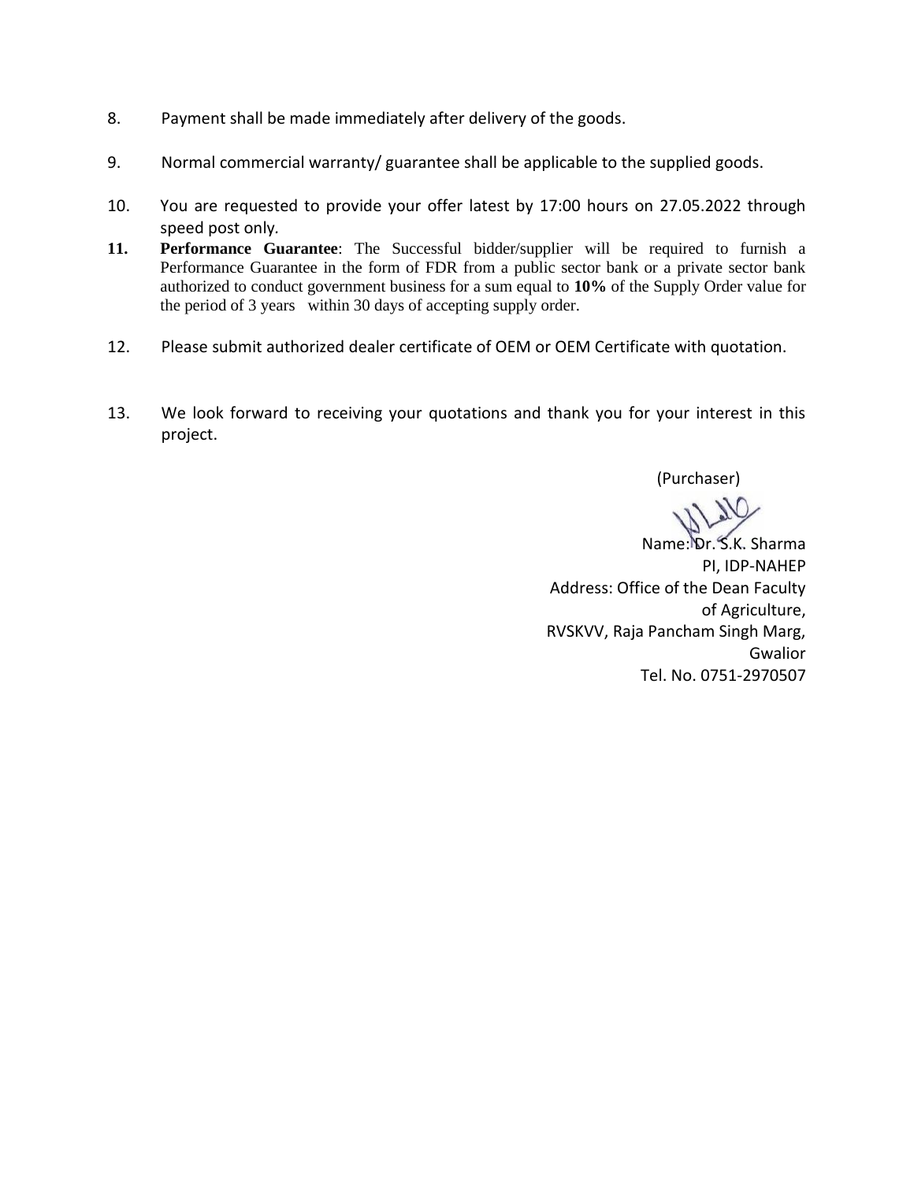8. Payment shall be made immediately after delivery of the goods.

9. Normal commercial warranty/ guarantee shall be applicable to the supplied goods.

10. You are requested to provide your offer latest by 17:00 hours on 27.05.2022 through speed post only.

11. **Performance Guarantee**: The Successful bidder/supplier will be required to furnish a Performance Guarantee in the form of FDR from a public sector bank or a private sector bank authorized to conduct government business for a sum equal to **10%** of the Supply Order value for the period of 3 years within 30 days of accepting supply order.

12. Please submit authorized dealer certificate of OEM or OEM Certificate with quotation.

13. We look forward to receiving your quotations and thank you for your interest in this project.

(Purchaser)

Name: Dr. S.K. Sharma
PI, IDP-NAHEP
Address: Office of the Dean Faculty of Agriculture,
RVSKVV, Raja Pancham Singh Marg,
Gwalior
Tel. No. 0751-2970507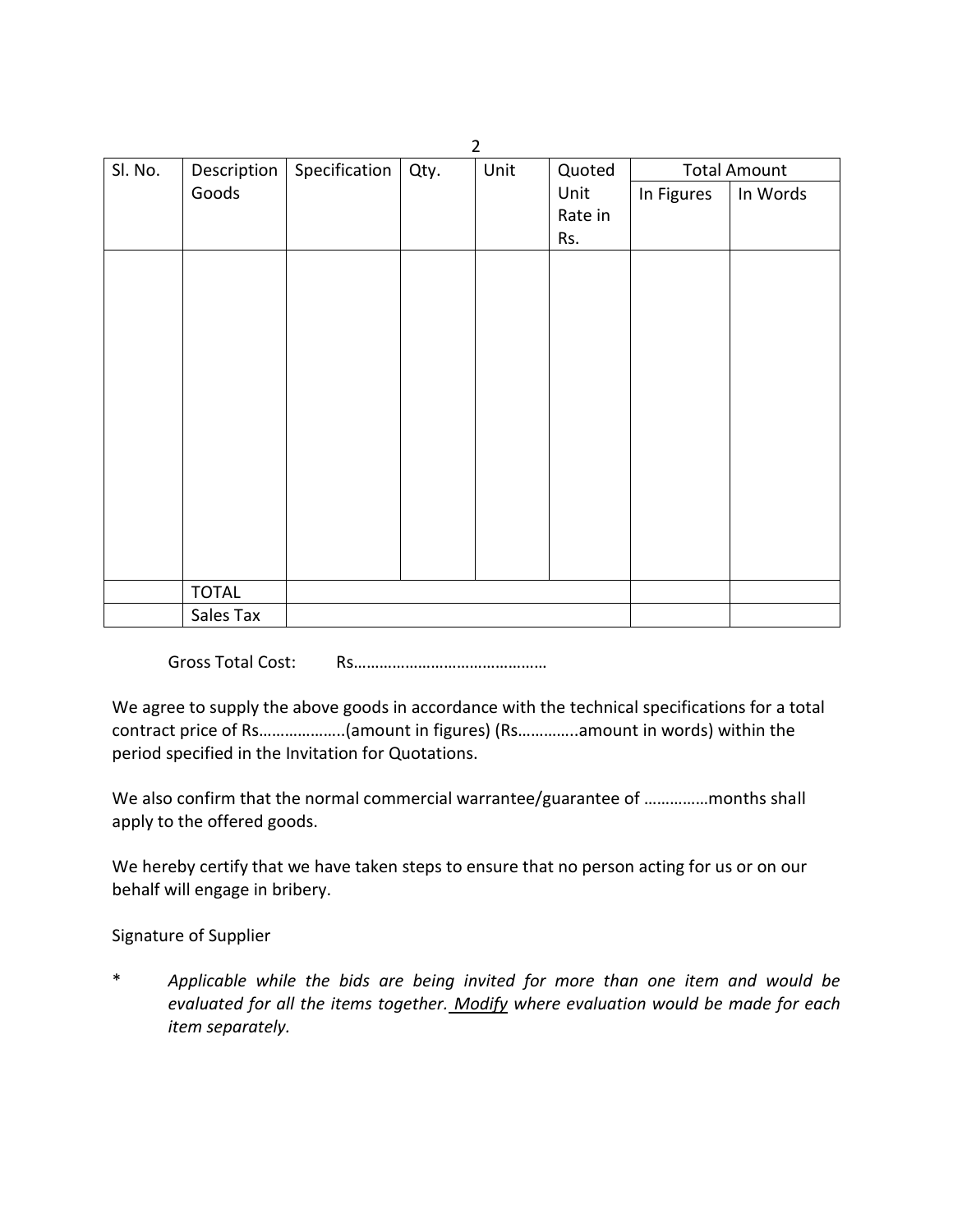| Sl. No. | Description Goods | Specification | Qty. | Unit | Quoted Unit Rate in Rs. | Total Amount | |
|---|---|---|---|---|---|---|---|
| | | | | | | In Figures | In Words |
| | | | | | | | |
| | TOTAL | | | | | | |
| | Sales Tax | | | | | | |

Gross Total Cost: Rs………………………………………

We agree to supply the above goods in accordance with the technical specifications for a total contract price of Rs………………..(amount in figures) (Rs…………..amount in words) within the period specified in the Invitation for Quotations.

We also confirm that the normal commercial warrantee/guarantee of ……………months shall apply to the offered goods.

We hereby certify that we have taken steps to ensure that no person acting for us or on our behalf will engage in bribery.

Signature of Supplier

\* *Applicable while the bids are being invited for more than one item and would be evaluated for all the items together. Modify where evaluation would be made for each item separately.*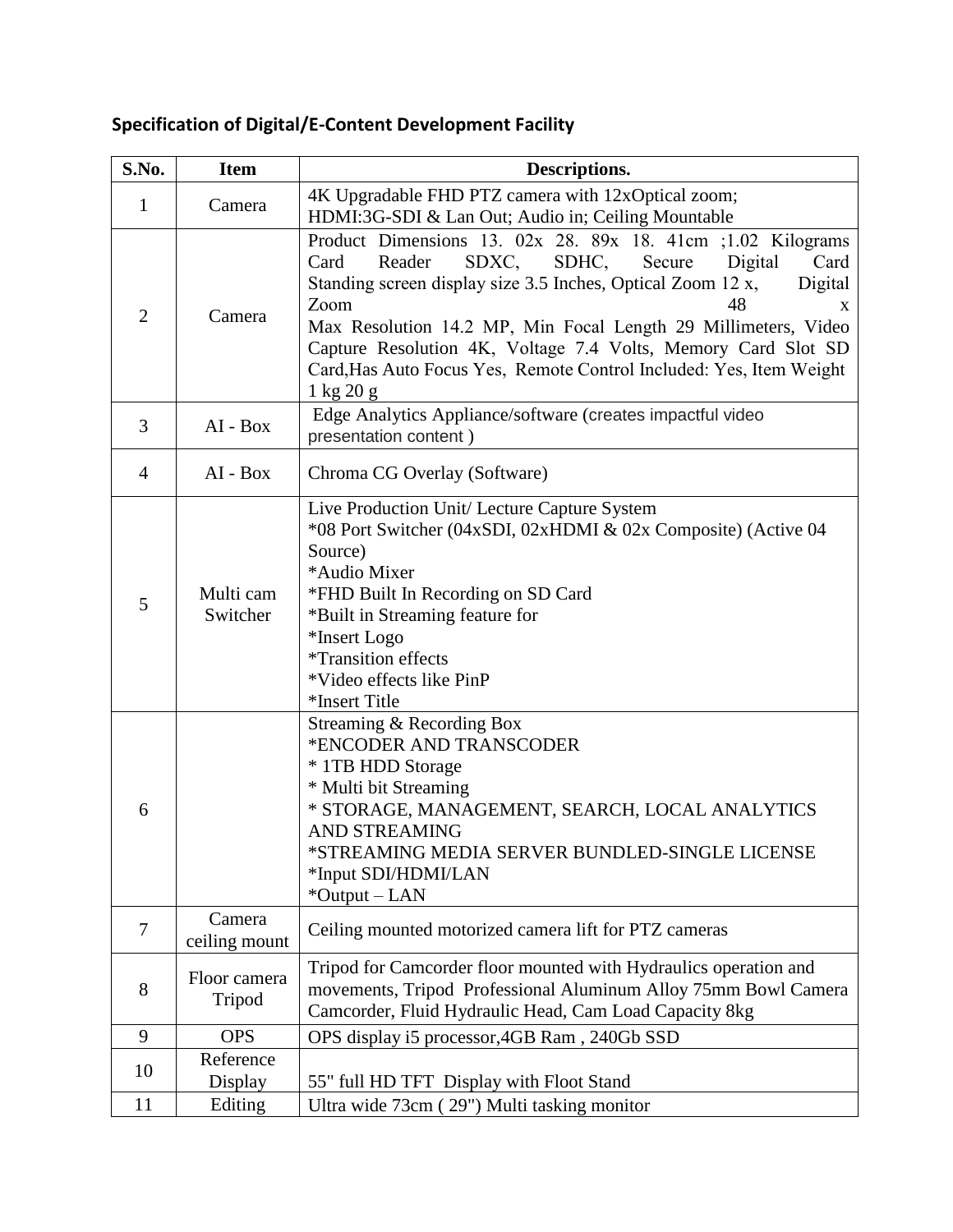**Specification of Digital/E-Content Development Facility**

| S.No. | Item | Descriptions. |
|---|---|---|
| 1 | Camera | 4K Upgradable FHD PTZ camera with 12xOptical zoom;<br>HDMI:3G-SDI & Lan Out; Audio in; Ceiling Mountable |
| 2 | Camera | Product Dimensions 13. 02x 28. 89x 18. 41cm ;1.02 Kilograms Card Reader SDXC, SDHC, Secure Digital Card Standing screen display size 3.5 Inches, Optical Zoom 12 x, Digital Zoom 48 x<br>Max Resolution 14.2 MP, Min Focal Length 29 Millimeters, Video Capture Resolution 4K, Voltage 7.4 Volts, Memory Card Slot SD Card,Has Auto Focus Yes, Remote Control Included: Yes, Item Weight 1 kg 20 g |
| 3 | AI - Box | Edge Analytics Appliance/software (creates impactful video presentation content ) |
| 4 | AI - Box | Chroma CG Overlay (Software) |
| 5 | Multi cam Switcher | Live Production Unit/ Lecture Capture System<br>*08 Port Switcher (04xSDI, 02xHDMI & 02x Composite) (Active 04 Source)<br>*Audio Mixer<br>*FHD Built In Recording on SD Card<br>*Built in Streaming feature for<br>*Insert Logo<br>*Transition effects<br>*Video effects like PinP<br>*Insert Title |
| 6 | | Streaming & Recording Box<br>*ENCODER AND TRANSCODER<br>* 1TB HDD Storage<br>* Multi bit Streaming<br>* STORAGE, MANAGEMENT, SEARCH, LOCAL ANALYTICS AND STREAMING<br>*STREAMING MEDIA SERVER BUNDLED-SINGLE LICENSE<br>*Input SDI/HDMI/LAN<br>*Output – LAN |
| 7 | Camera ceiling mount | Ceiling mounted motorized camera lift for PTZ cameras |
| 8 | Floor camera Tripod | Tripod for Camcorder floor mounted with Hydraulics operation and movements, Tripod Professional Aluminum Alloy 75mm Bowl Camera Camcorder, Fluid Hydraulic Head, Cam Load Capacity 8kg |
| 9 | OPS | OPS display i5 processor,4GB Ram , 240Gb SSD |
| 10 | Reference Display | 55" full HD TFT Display with Floot Stand |
| 11 | Editing | Ultra wide 73cm ( 29") Multi tasking monitor |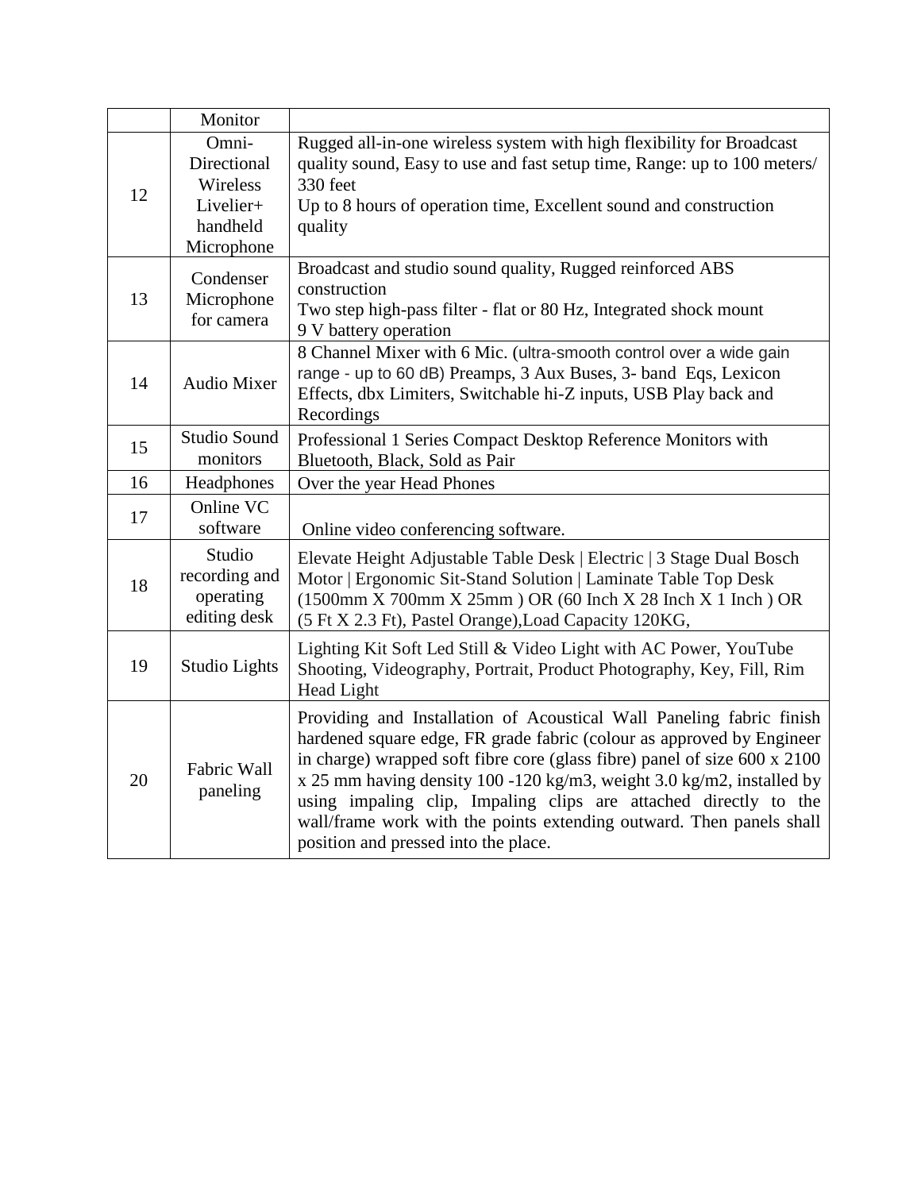| | | |
|---|---|---|
| | Monitor | |
| 12 | Omni-Directional Wireless Livelier+ handheld Microphone | Rugged all-in-one wireless system with high flexibility for Broadcast quality sound, Easy to use and fast setup time, Range: up to 100 meters/ 330 feet<br>Up to 8 hours of operation time, Excellent sound and construction quality |
| 13 | Condenser Microphone for camera | Broadcast and studio sound quality, Rugged reinforced ABS construction<br>Two step high-pass filter - flat or 80 Hz, Integrated shock mount<br>9 V battery operation |
| 14 | Audio Mixer | 8 Channel Mixer with 6 Mic. (ultra-smooth control over a wide gain range - up to 60 dB) Preamps, 3 Aux Buses, 3- band Eqs, Lexicon Effects, dbx Limiters, Switchable hi-Z inputs, USB Play back and Recordings |
| 15 | Studio Sound monitors | Professional 1 Series Compact Desktop Reference Monitors with Bluetooth, Black, Sold as Pair |
| 16 | Headphones | Over the year Head Phones |
| 17 | Online VC software | Online video conferencing software. |
| 18 | Studio recording and operating editing desk | Elevate Height Adjustable Table Desk \| Electric \| 3 Stage Dual Bosch Motor \| Ergonomic Sit-Stand Solution \| Laminate Table Top Desk (1500mm X 700mm X 25mm ) OR (60 Inch X 28 Inch X 1 Inch ) OR (5 Ft X 2.3 Ft), Pastel Orange),Load Capacity 120KG, |
| 19 | Studio Lights | Lighting Kit Soft Led Still & Video Light with AC Power, YouTube Shooting, Videography, Portrait, Product Photography, Key, Fill, Rim Head Light |
| 20 | Fabric Wall paneling | Providing and Installation of Acoustical Wall Paneling fabric finish hardened square edge, FR grade fabric (colour as approved by Engineer in charge) wrapped soft fibre core (glass fibre) panel of size 600 x 2100 x 25 mm having density 100 -120 kg/m3, weight 3.0 kg/m2, installed by using impaling clip, Impaling clips are attached directly to the wall/frame work with the points extending outward. Then panels shall position and pressed into the place. |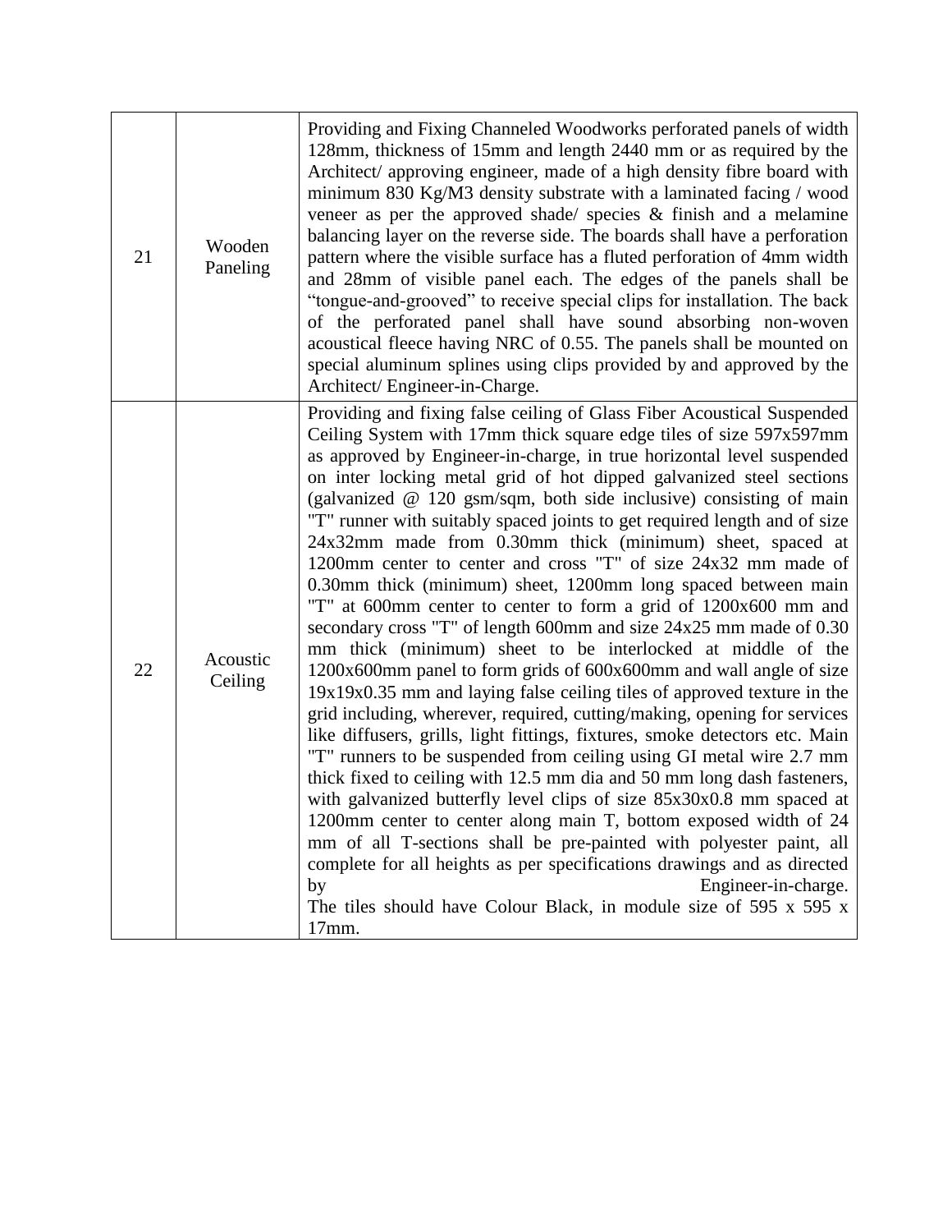| 21 | Wooden Paneling | Providing and Fixing Channeled Woodworks perforated panels of width 128mm, thickness of 15mm and length 2440 mm or as required by the Architect/ approving engineer, made of a high density fibre board with minimum 830 Kg/M3 density substrate with a laminated facing / wood veneer as per the approved shade/ species & finish and a melamine balancing layer on the reverse side. The boards shall have a perforation pattern where the visible surface has a fluted perforation of 4mm width and 28mm of visible panel each. The edges of the panels shall be "tongue-and-grooved" to receive special clips for installation. The back of the perforated panel shall have sound absorbing non-woven acoustical fleece having NRC of 0.55. The panels shall be mounted on special aluminum splines using clips provided by and approved by the Architect/ Engineer-in-Charge. |
|---|---|---|
| 22 | Acoustic Ceiling | Providing and fixing false ceiling of Glass Fiber Acoustical Suspended Ceiling System with 17mm thick square edge tiles of size 597x597mm as approved by Engineer-in-charge, in true horizontal level suspended on inter locking metal grid of hot dipped galvanized steel sections (galvanized @ 120 gsm/sqm, both side inclusive) consisting of main "T" runner with suitably spaced joints to get required length and of size 24x32mm made from 0.30mm thick (minimum) sheet, spaced at 1200mm center to center and cross "T" of size 24x32 mm made of 0.30mm thick (minimum) sheet, 1200mm long spaced between main "T" at 600mm center to center to form a grid of 1200x600 mm and secondary cross "T" of length 600mm and size 24x25 mm made of 0.30 mm thick (minimum) sheet to be interlocked at middle of the 1200x600mm panel to form grids of 600x600mm and wall angle of size 19x19x0.35 mm and laying false ceiling tiles of approved texture in the grid including, wherever, required, cutting/making, opening for services like diffusers, grills, light fittings, fixtures, smoke detectors etc. Main "T" runners to be suspended from ceiling using GI metal wire 2.7 mm thick fixed to ceiling with 12.5 mm dia and 50 mm long dash fasteners, with galvanized butterfly level clips of size 85x30x0.8 mm spaced at 1200mm center to center along main T, bottom exposed width of 24 mm of all T-sections shall be pre-painted with polyester paint, all complete for all heights as per specifications drawings and as directed by Engineer-in-charge.<br>The tiles should have Colour Black, in module size of 595 x 595 x 17mm. |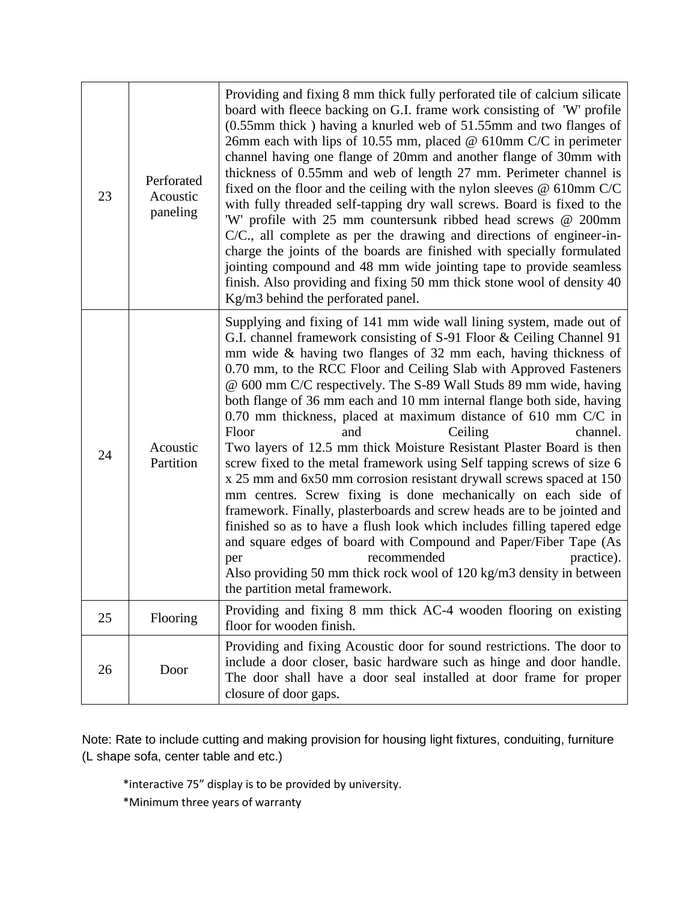| 23 | Perforated Acoustic paneling | Providing and fixing 8 mm thick fully perforated tile of calcium silicate board with fleece backing on G.I. frame work consisting of 'W' profile (0.55mm thick ) having a knurled web of 51.55mm and two flanges of 26mm each with lips of 10.55 mm, placed @ 610mm C/C in perimeter channel having one flange of 20mm and another flange of 30mm with thickness of 0.55mm and web of length 27 mm. Perimeter channel is fixed on the floor and the ceiling with the nylon sleeves @ 610mm C/C with fully threaded self-tapping dry wall screws. Board is fixed to the 'W' profile with 25 mm countersunk ribbed head screws @ 200mm C/C., all complete as per the drawing and directions of engineer-in-charge the joints of the boards are finished with specially formulated jointing compound and 48 mm wide jointing tape to provide seamless finish. Also providing and fixing 50 mm thick stone wool of density 40 Kg/m3 behind the perforated panel. |
|---|---|---|
| 24 | Acoustic Partition | Supplying and fixing of 141 mm wide wall lining system, made out of G.I. channel framework consisting of S-91 Floor & Ceiling Channel 91 mm wide & having two flanges of 32 mm each, having thickness of 0.70 mm, to the RCC Floor and Ceiling Slab with Approved Fasteners @ 600 mm C/C respectively. The S-89 Wall Studs 89 mm wide, having both flange of 36 mm each and 10 mm internal flange both side, having 0.70 mm thickness, placed at maximum distance of 610 mm C/C in Floor and Ceiling channel. Two layers of 12.5 mm thick Moisture Resistant Plaster Board is then screw fixed to the metal framework using Self tapping screws of size 6 x 25 mm and 6x50 mm corrosion resistant drywall screws spaced at 150 mm centres. Screw fixing is done mechanically on each side of framework. Finally, plasterboards and screw heads are to be jointed and finished so as to have a flush look which includes filling tapered edge and square edges of board with Compound and Paper/Fiber Tape (As per recommended practice). Also providing 50 mm thick rock wool of 120 kg/m3 density in between the partition metal framework. |
| 25 | Flooring | Providing and fixing 8 mm thick AC-4 wooden flooring on existing floor for wooden finish. |
| 26 | Door | Providing and fixing Acoustic door for sound restrictions. The door to include a door closer, basic hardware such as hinge and door handle. The door shall have a door seal installed at door frame for proper closure of door gaps. |

Note: Rate to include cutting and making provision for housing light fixtures, conduiting, furniture (L shape sofa, center table and etc.)

*interactive 75" display is to be provided by university.

*Minimum three years of warranty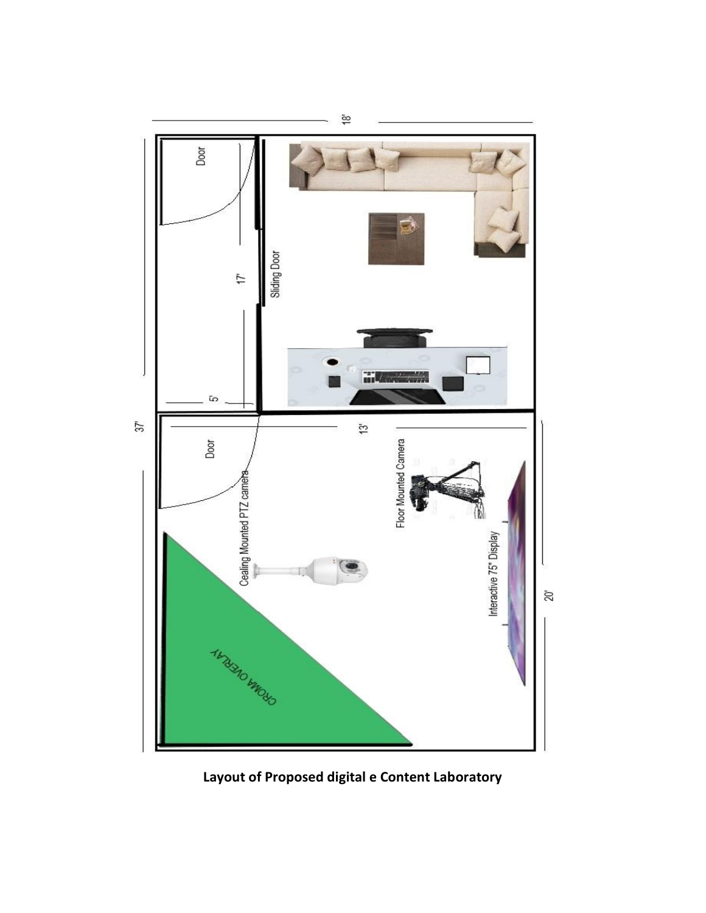18'

Door

17'

Sliding Door

5'

37'

Door

13'

Floor Mounted Camera

Cealing Mounted PTZ camera

Interactive 75" Display

20'

CROMA OVERLAY

**Layout of Proposed digital e Content Laboratory**